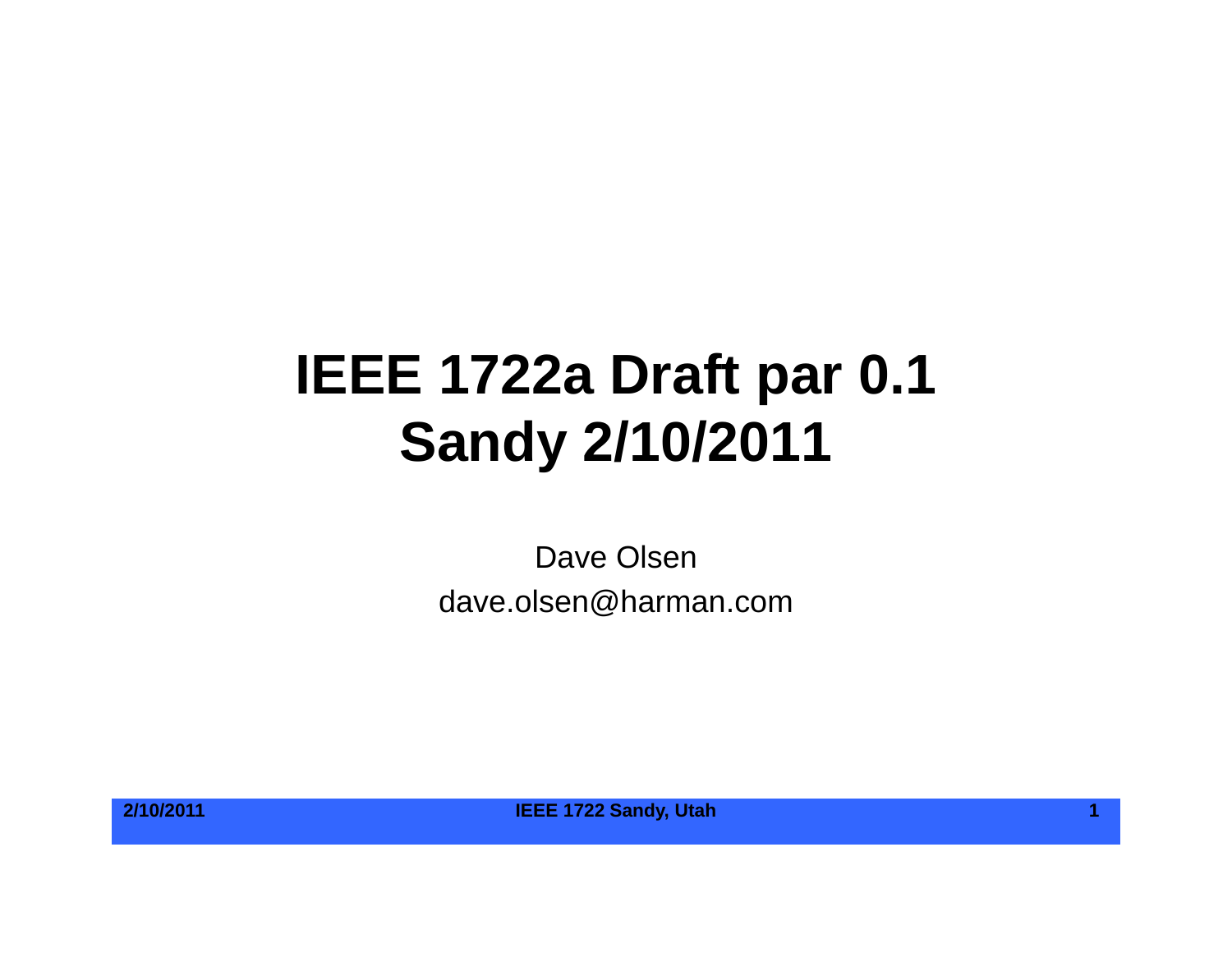# IEEE 1722a Draft par 0.1
# Sandy 2/10/2011

Dave Olsen

dave.olsen@harman.com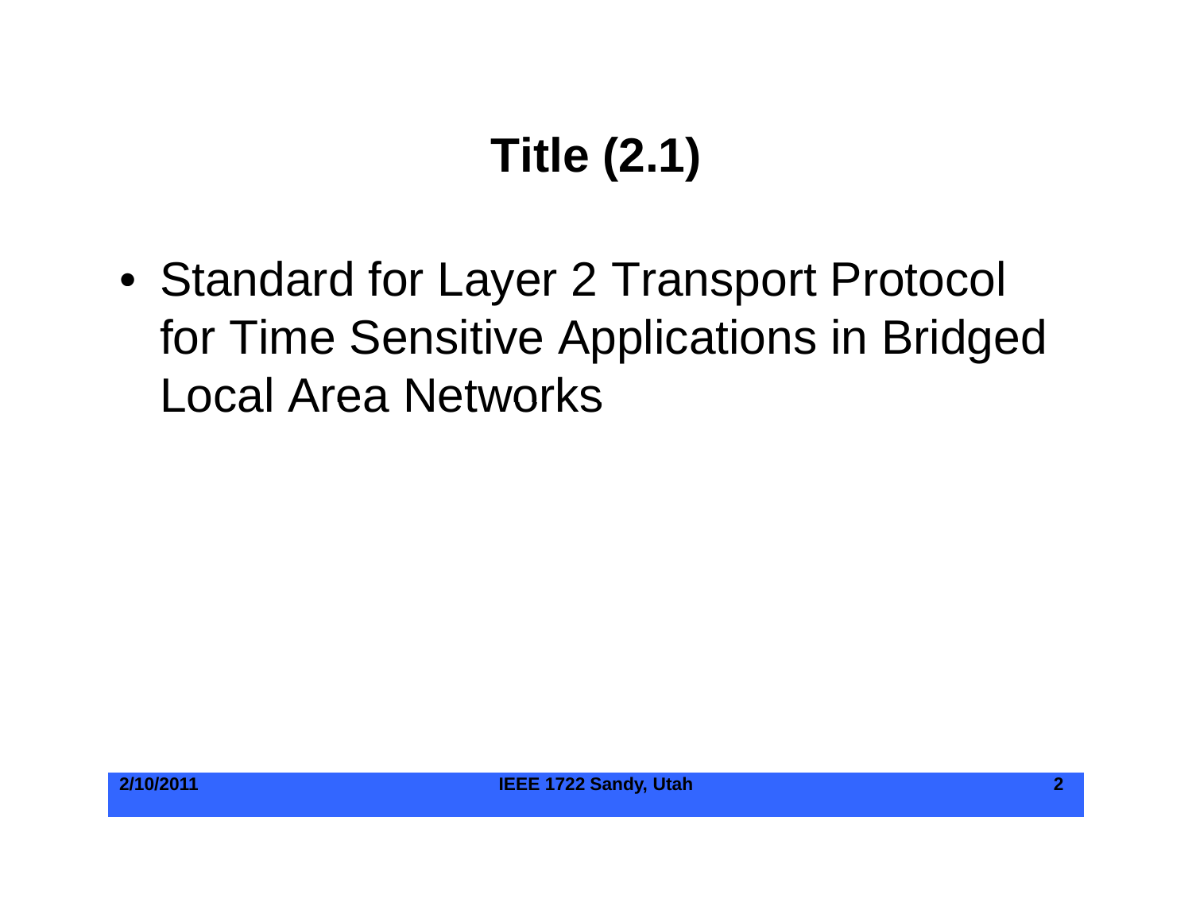# Title (2.1)

- Standard for Layer 2 Transport Protocol for Time Sensitive Applications in Bridged Local Area Networks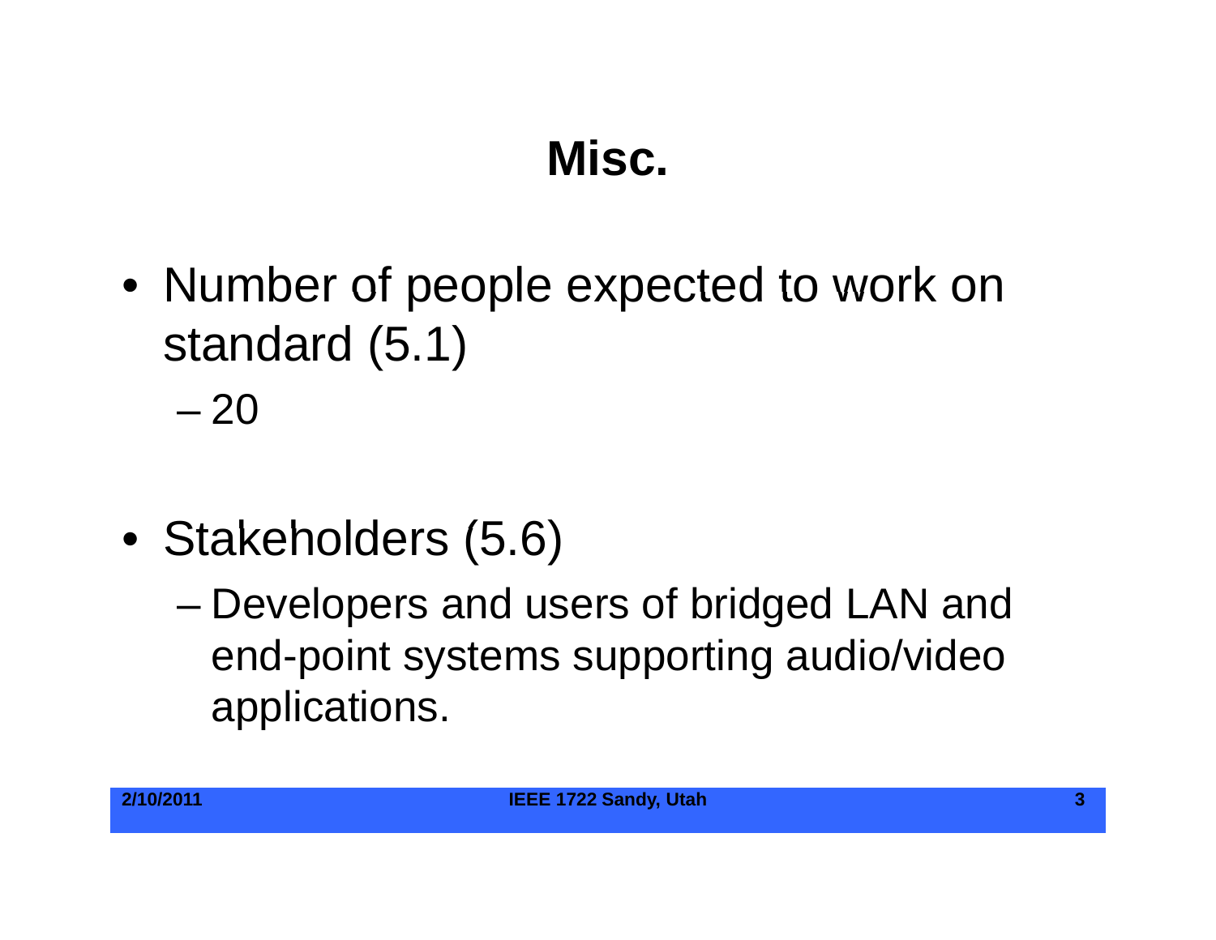# Misc.

- Number of people expected to work on standard (5.1)
  - 20
- Stakeholders (5.6)
  - Developers and users of bridged LAN and end-point systems supporting audio/video applications.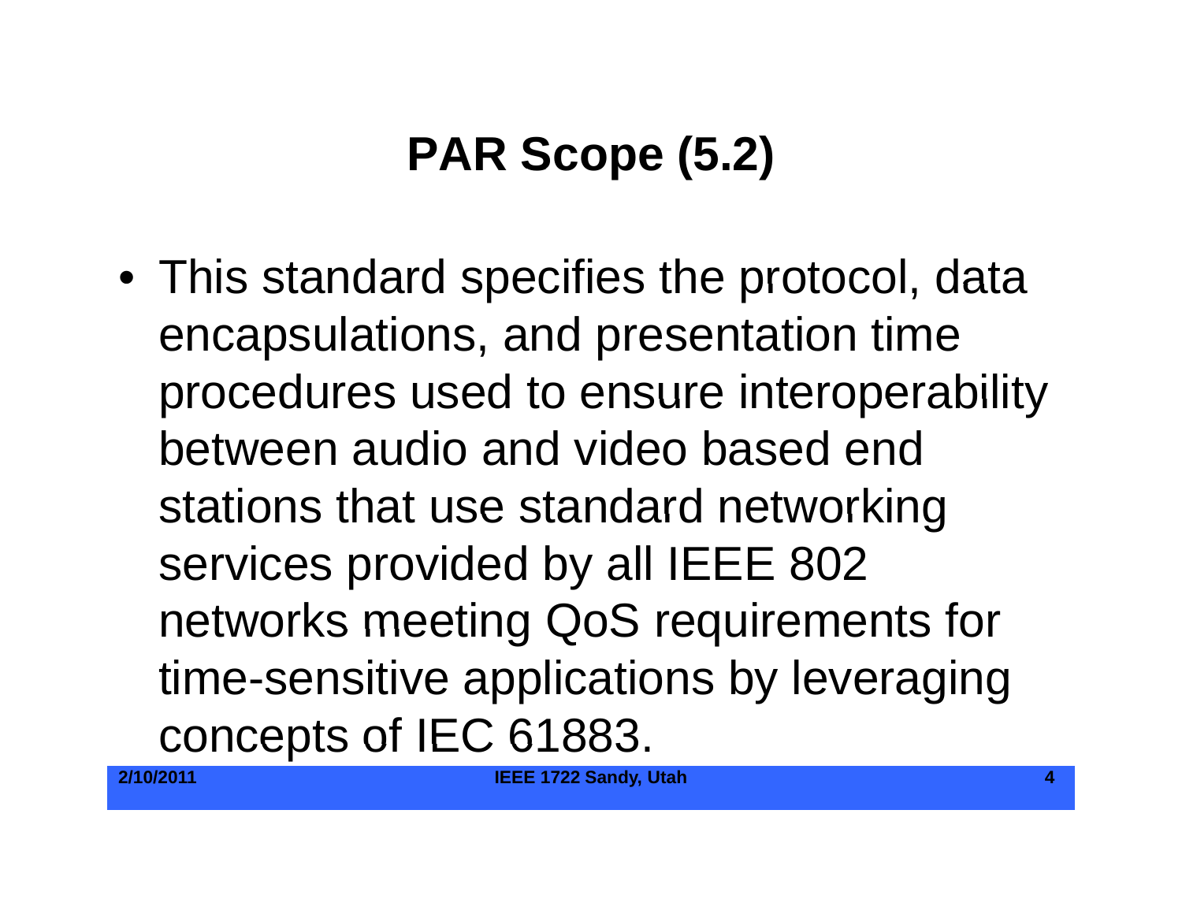# PAR Scope (5.2)

- This standard specifies the protocol, data encapsulations, and presentation time procedures used to ensure interoperability between audio and video based end stations that use standard networking services provided by all IEEE 802 networks meeting QoS requirements for time-sensitive applications by leveraging concepts of IEC 61883.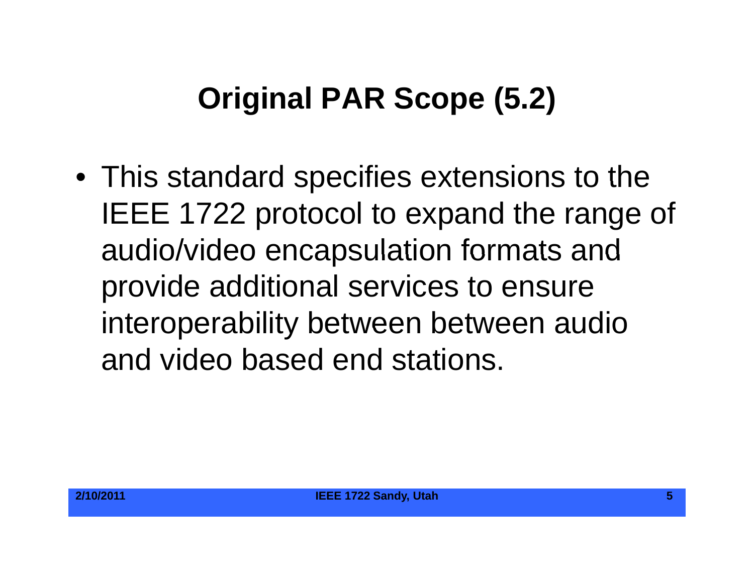# Original PAR Scope (5.2)

- This standard specifies extensions to the IEEE 1722 protocol to expand the range of audio/video encapsulation formats and provide additional services to ensure interoperability between between audio and video based end stations.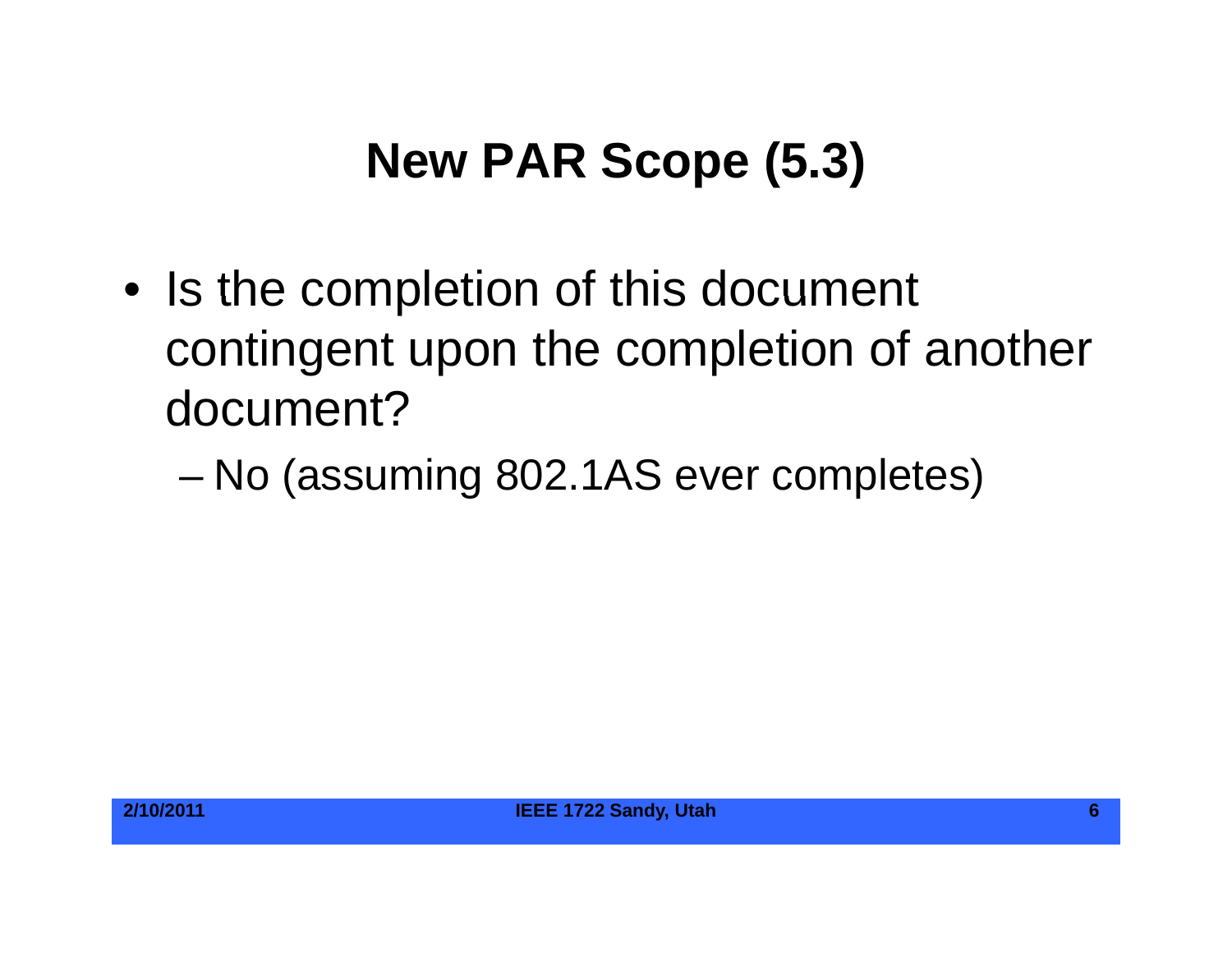# New PAR Scope (5.3)

- Is the completion of this document contingent upon the completion of another document?
  - No (assuming 802.1AS ever completes)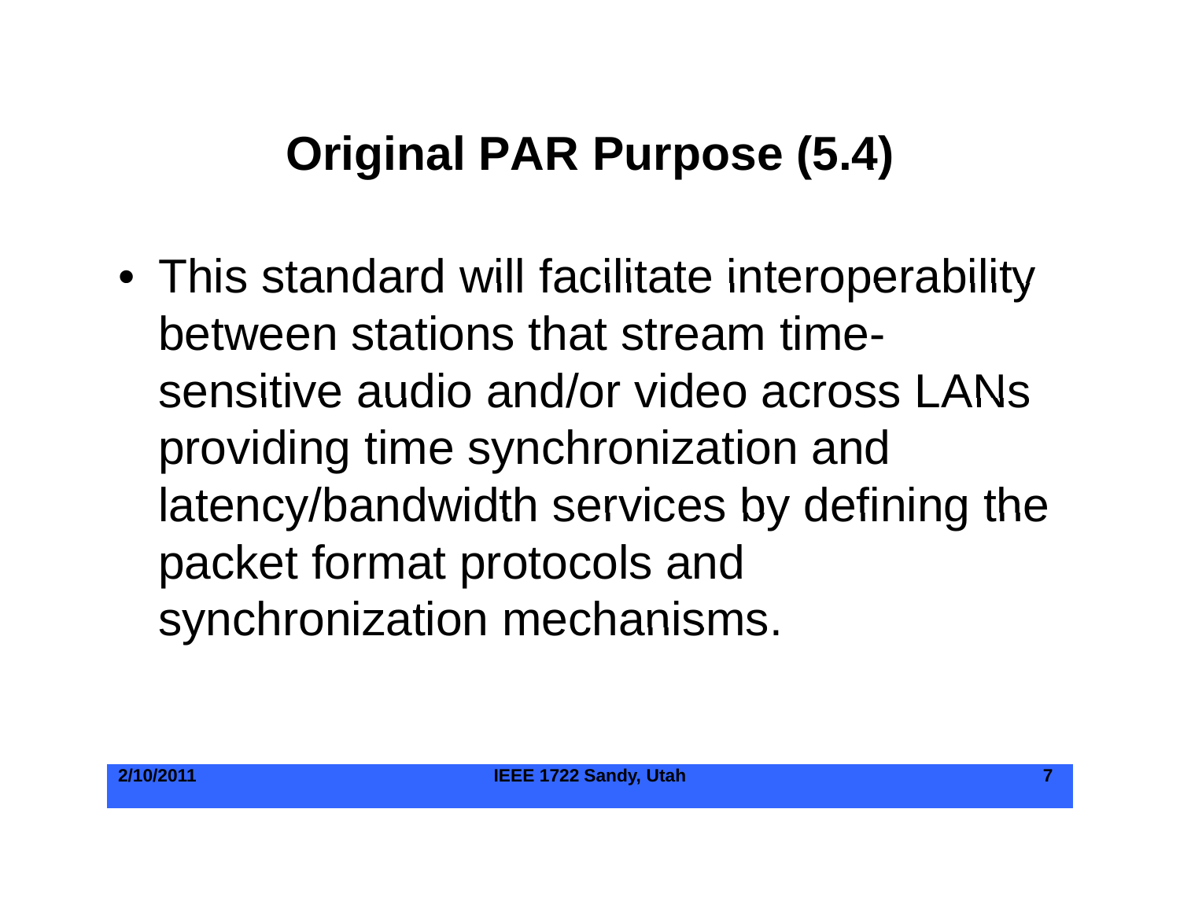# Original PAR Purpose (5.4)

- This standard will facilitate interoperability between stations that stream time-sensitive audio and/or video across LANs providing time synchronization and latency/bandwidth services by defining the packet format protocols and synchronization mechanisms.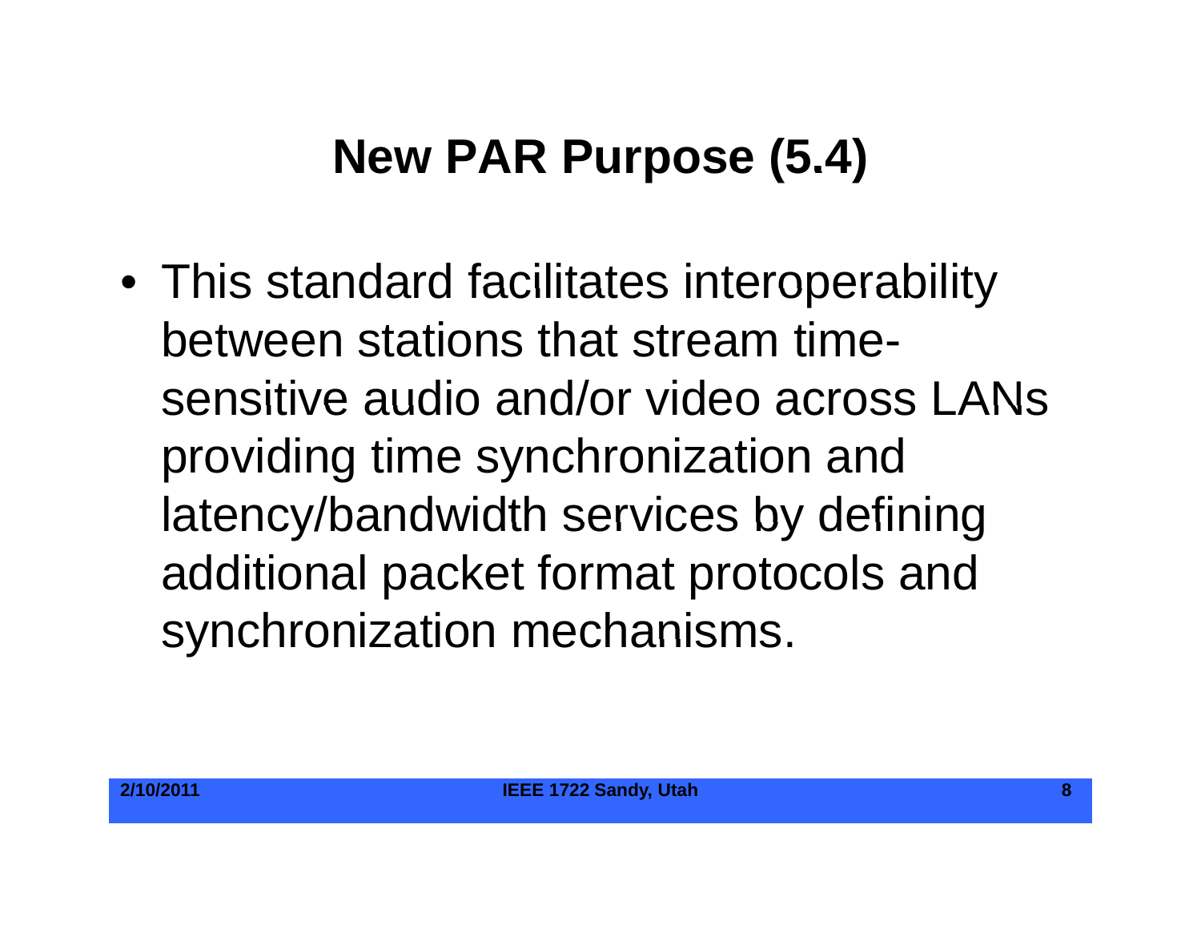# New PAR Purpose (5.4)

- This standard facilitates interoperability between stations that stream time-sensitive audio and/or video across LANs providing time synchronization and latency/bandwidth services by defining additional packet format protocols and synchronization mechanisms.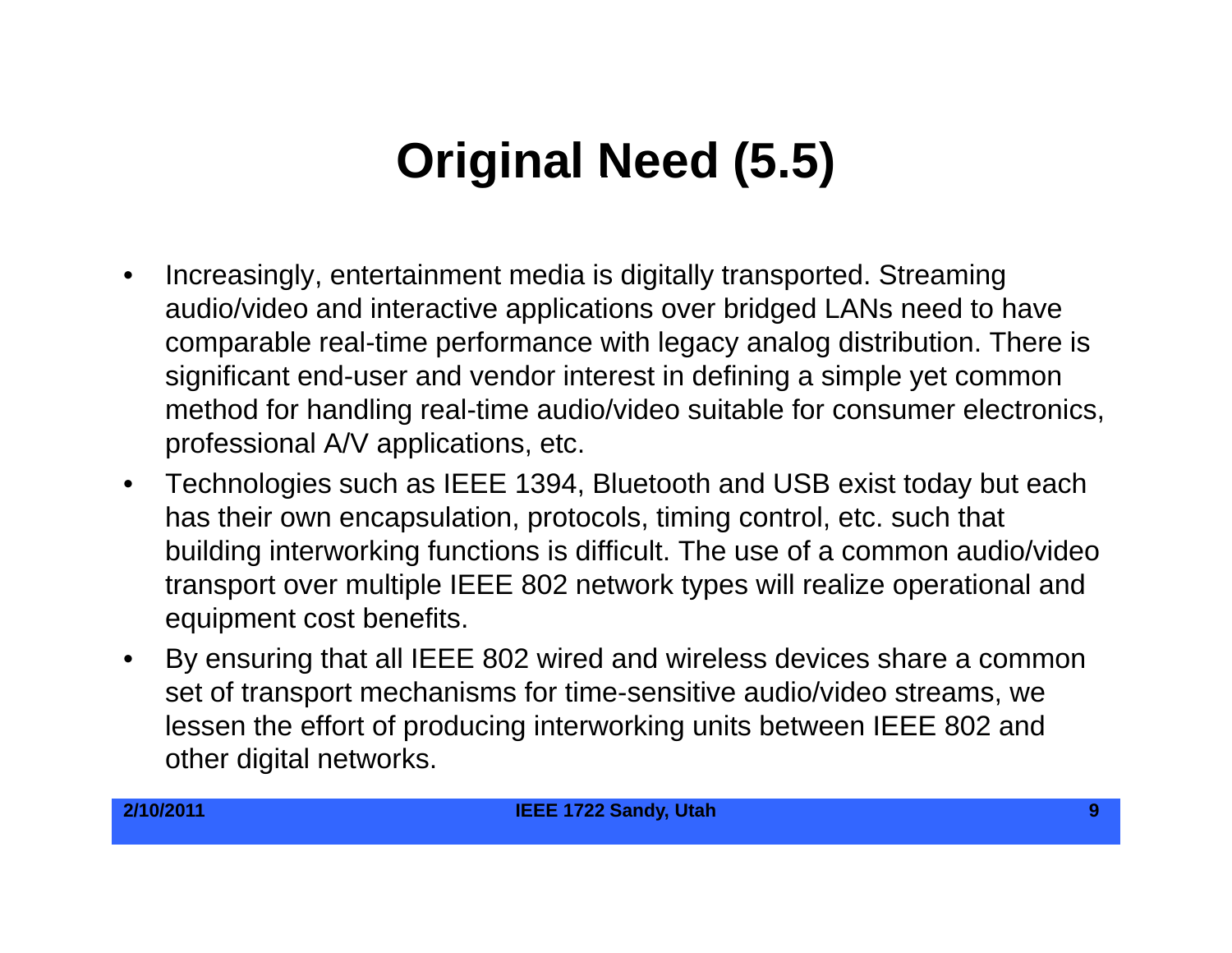# Original Need (5.5)

- Increasingly, entertainment media is digitally transported. Streaming audio/video and interactive applications over bridged LANs need to have comparable real-time performance with legacy analog distribution. There is significant end-user and vendor interest in defining a simple yet common method for handling real-time audio/video suitable for consumer electronics, professional A/V applications, etc.
- Technologies such as IEEE 1394, Bluetooth and USB exist today but each has their own encapsulation, protocols, timing control, etc. such that building interworking functions is difficult. The use of a common audio/video transport over multiple IEEE 802 network types will realize operational and equipment cost benefits.
- By ensuring that all IEEE 802 wired and wireless devices share a common set of transport mechanisms for time-sensitive audio/video streams, we lessen the effort of producing interworking units between IEEE 802 and other digital networks.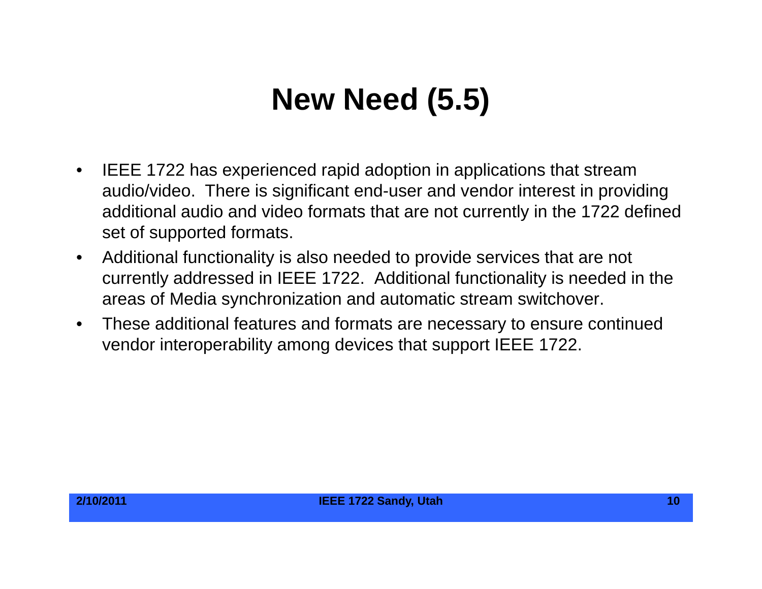# New Need (5.5)

- IEEE 1722 has experienced rapid adoption in applications that stream audio/video. There is significant end-user and vendor interest in providing additional audio and video formats that are not currently in the 1722 defined set of supported formats.
- Additional functionality is also needed to provide services that are not currently addressed in IEEE 1722. Additional functionality is needed in the areas of Media synchronization and automatic stream switchover.
- These additional features and formats are necessary to ensure continued vendor interoperability among devices that support IEEE 1722.